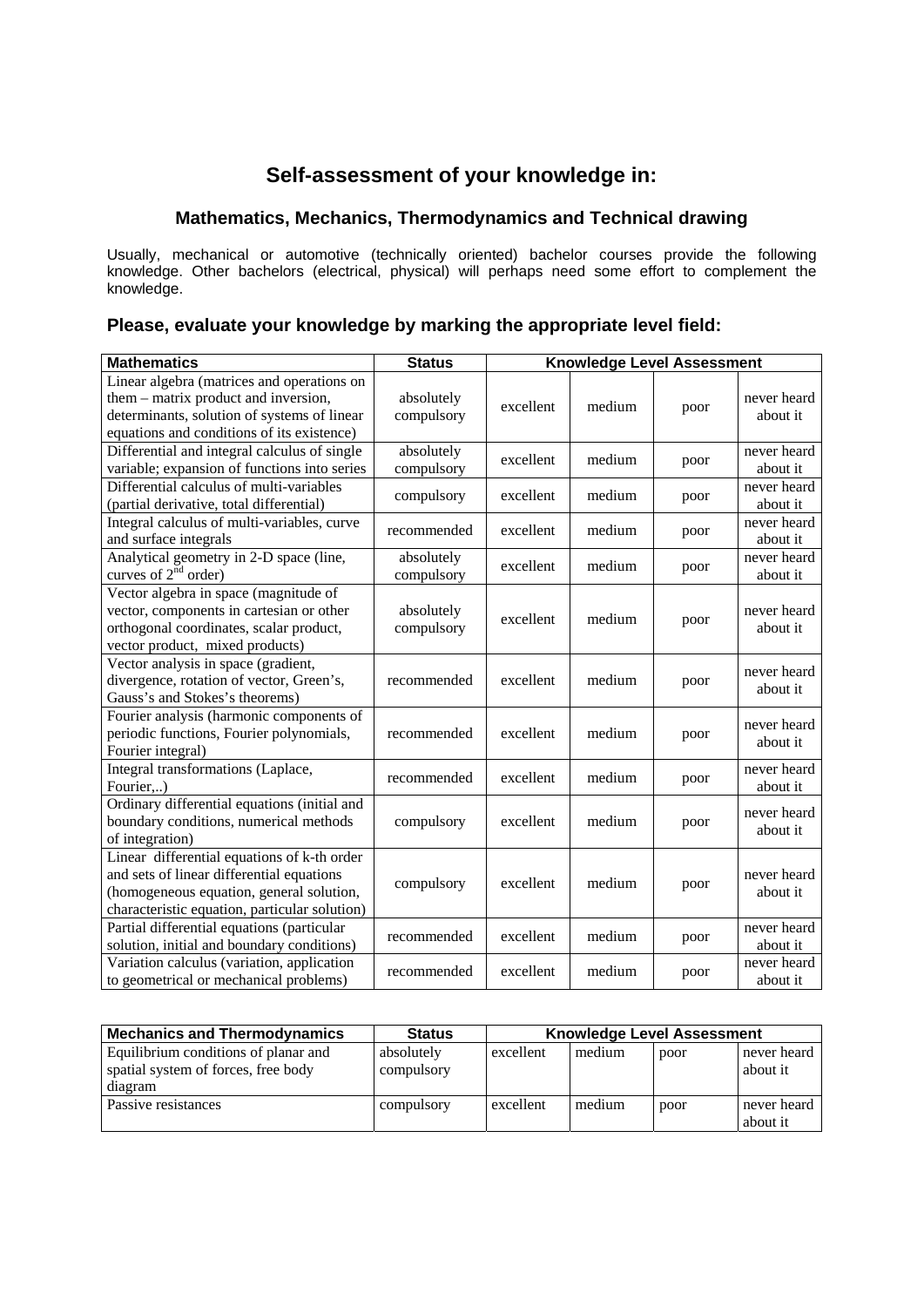# Self-assessment of your knowledge in:

## Mathematics, Mechanics, Thermodynamics and Technical drawing

Usually, mechanical or automotive (technically oriented) bachelor courses provide the following knowledge. Other bachelors (electrical, physical) will perhaps need some effort to complement the knowledge.

### Please, evaluate your knowledge by marking the appropriate level field:

| Mathematics | Status | Knowledge Level Assessment | | | |
|---|---|---|---|---|---|
| Linear algebra (matrices and operations on them – matrix product and inversion, determinants, solution of systems of linear equations and conditions of its existence) | absolutely compulsory | excellent | medium | poor | never heard about it |
| Differential and integral calculus of single variable; expansion of functions into series | absolutely compulsory | excellent | medium | poor | never heard about it |
| Differential calculus of multi-variables (partial derivative, total differential) | compulsory | excellent | medium | poor | never heard about it |
| Integral calculus of multi-variables, curve and surface integrals | recommended | excellent | medium | poor | never heard about it |
| Analytical geometry in 2-D space (line, curves of 2nd order) | absolutely compulsory | excellent | medium | poor | never heard about it |
| Vector algebra in space (magnitude of vector, components in cartesian or other orthogonal coordinates, scalar product, vector product, mixed products) | absolutely compulsory | excellent | medium | poor | never heard about it |
| Vector analysis in space (gradient, divergence, rotation of vector, Green's, Gauss's and Stokes's theorems) | recommended | excellent | medium | poor | never heard about it |
| Fourier analysis (harmonic components of periodic functions, Fourier polynomials, Fourier integral) | recommended | excellent | medium | poor | never heard about it |
| Integral transformations (Laplace, Fourier,..) | recommended | excellent | medium | poor | never heard about it |
| Ordinary differential equations (initial and boundary conditions, numerical methods of integration) | compulsory | excellent | medium | poor | never heard about it |
| Linear differential equations of k-th order and sets of linear differential equations (homogeneous equation, general solution, characteristic equation, particular solution) | compulsory | excellent | medium | poor | never heard about it |
| Partial differential equations (particular solution, initial and boundary conditions) | recommended | excellent | medium | poor | never heard about it |
| Variation calculus (variation, application to geometrical or mechanical problems) | recommended | excellent | medium | poor | never heard about it |

| Mechanics and Thermodynamics | Status | Knowledge Level Assessment | | | |
|---|---|---|---|---|---|
| Equilibrium conditions of planar and spatial system of forces, free body diagram | absolutely compulsory | excellent | medium | poor | never heard about it |
| Passive resistances | compulsory | excellent | medium | poor | never heard about it |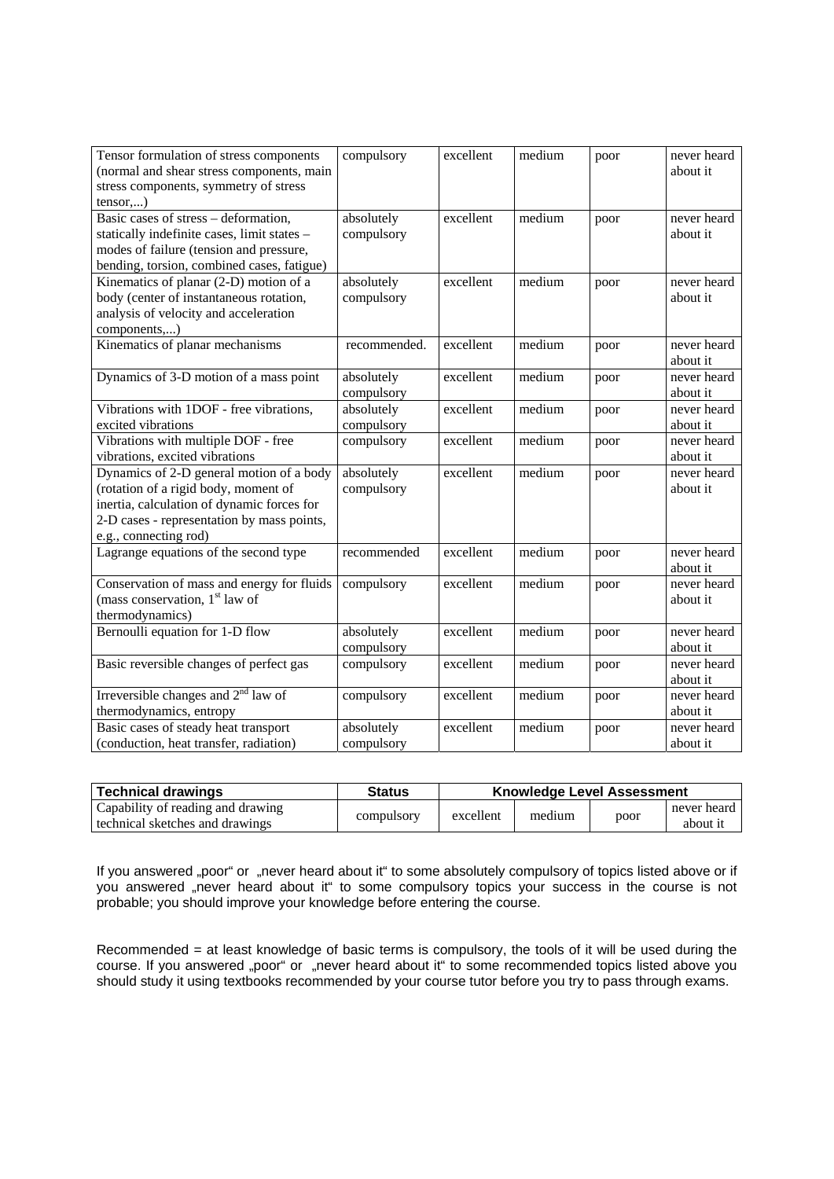| | | | | | |
|---|---|---|---|---|---|
| Tensor formulation of stress components (normal and shear stress components, main stress components, symmetry of stress tensor,...) | compulsory | excellent | medium | poor | never heard about it |
| Basic cases of stress – deformation, statically indefinite cases, limit states – modes of failure (tension and pressure, bending, torsion, combined cases, fatigue) | absolutely compulsory | excellent | medium | poor | never heard about it |
| Kinematics of planar (2-D) motion of a body (center of instantaneous rotation, analysis of velocity and acceleration components,...) | absolutely compulsory | excellent | medium | poor | never heard about it |
| Kinematics of planar mechanisms | recommended. | excellent | medium | poor | never heard about it |
| Dynamics of 3-D motion of a mass point | absolutely compulsory | excellent | medium | poor | never heard about it |
| Vibrations with 1DOF - free vibrations, excited vibrations | absolutely compulsory | excellent | medium | poor | never heard about it |
| Vibrations with multiple DOF - free vibrations, excited vibrations | compulsory | excellent | medium | poor | never heard about it |
| Dynamics of 2-D general motion of a body (rotation of a rigid body, moment of inertia, calculation of dynamic forces for 2-D cases - representation by mass points, e.g., connecting rod) | absolutely compulsory | excellent | medium | poor | never heard about it |
| Lagrange equations of the second type | recommended | excellent | medium | poor | never heard about it |
| Conservation of mass and energy for fluids (mass conservation, 1st law of thermodynamics) | compulsory | excellent | medium | poor | never heard about it |
| Bernoulli equation for 1-D flow | absolutely compulsory | excellent | medium | poor | never heard about it |
| Basic reversible changes of perfect gas | compulsory | excellent | medium | poor | never heard about it |
| Irreversible changes and 2nd law of thermodynamics, entropy | compulsory | excellent | medium | poor | never heard about it |
| Basic cases of steady heat transport (conduction, heat transfer, radiation) | absolutely compulsory | excellent | medium | poor | never heard about it |

| **Technical drawings** | **Status** | **Knowledge Level Assessment** | | | |
|---|---|---|---|---|---|
| Capability of reading and drawing technical sketches and drawings | compulsory | excellent | medium | poor | never heard about it |

If you answered „poor" or „never heard about it" to some absolutely compulsory of topics listed above or if you answered „never heard about it" to some compulsory topics your success in the course is not probable; you should improve your knowledge before entering the course.

Recommended = at least knowledge of basic terms is compulsory, the tools of it will be used during the course. If you answered „poor" or „never heard about it" to some recommended topics listed above you should study it using textbooks recommended by your course tutor before you try to pass through exams.